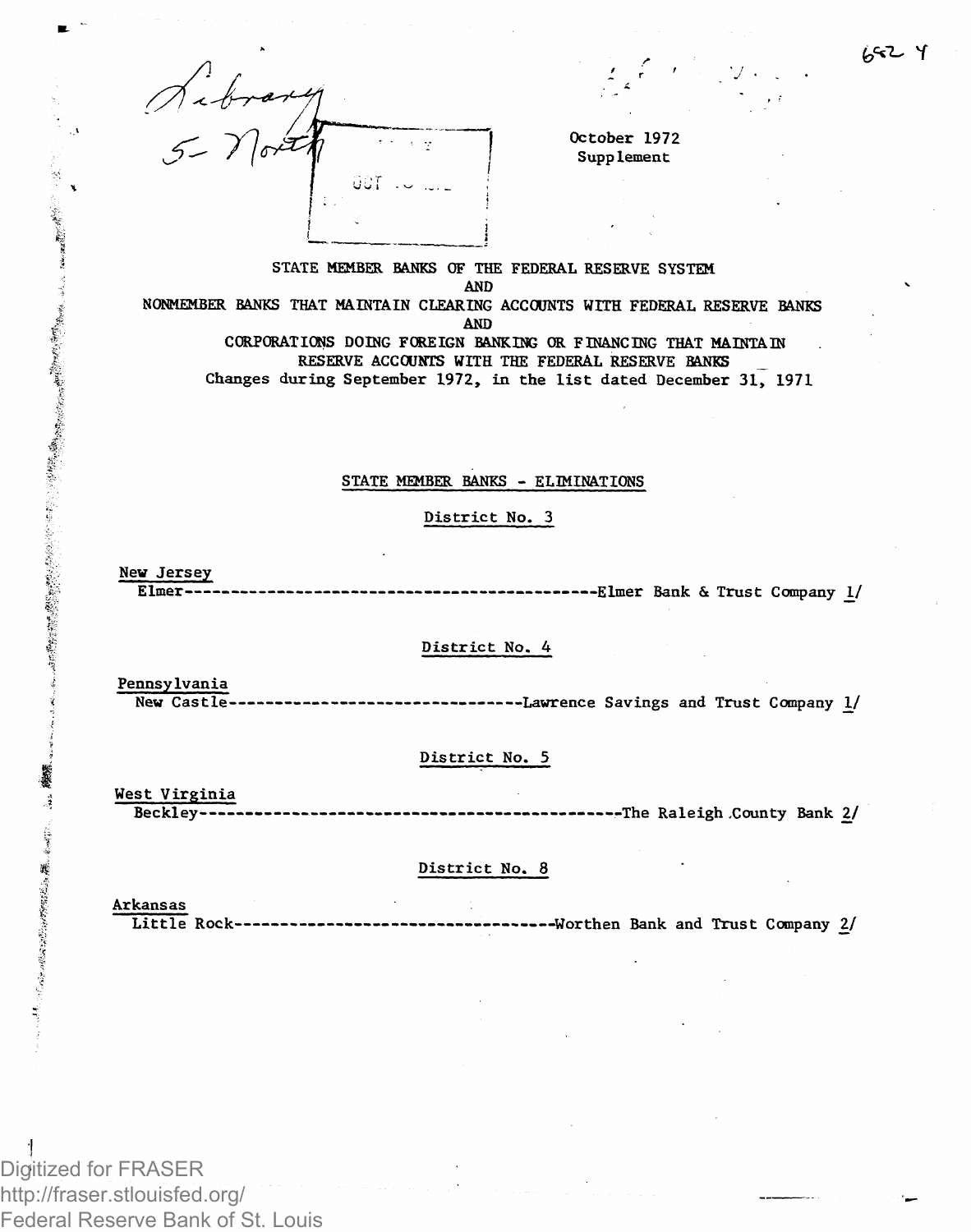October 1972
Supplement

STATE MEMBER BANKS OF THE FEDERAL RESERVE SYSTEM
AND
NONMEMBER BANKS THAT MAINTAIN CLEARING ACCOUNTS WITH FEDERAL RESERVE BANKS
AND
CORPORATIONS DOING FOREIGN BANKING OR FINANCING THAT MAINTAIN RESERVE ACCOUNTS WITH THE FEDERAL RESERVE BANKS
Changes during September 1972, in the list dated December 31, 1971

## STATE MEMBER BANKS - ELIMINATIONS

### District No. 3

New Jersey
Elmer---------------------------------------------Elmer Bank & Trust Company 1/

### District No. 4

Pennsylvania
New Castle--------------------------------Lawrence Savings and Trust Company 1/

### District No. 5

West Virginia
Beckley----------------------------------------------The Raleigh County Bank 2/

### District No. 8

Arkansas
Little Rock-----------------------------------Worthen Bank and Trust Company 2/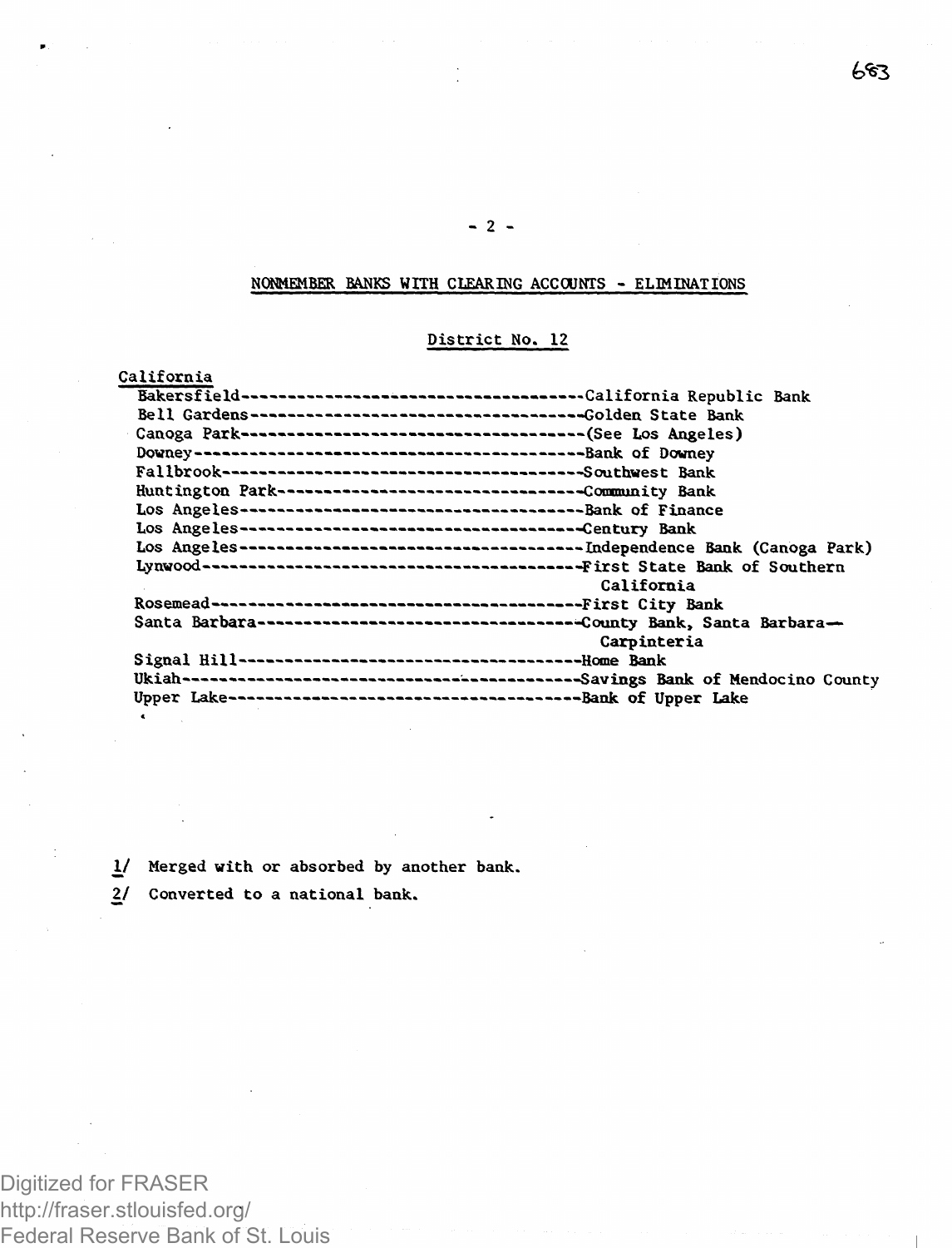## NONMEMBER BANKS WITH CLEARING ACCOUNTS - ELIMINATIONS

### District No. 12

California

| | |
|---|---|
| Bakersfield | California Republic Bank |
| Bell Gardens | Golden State Bank |
| Canoga Park | (See Los Angeles) |
| Downey | Bank of Downey |
| Fallbrook | Southwest Bank |
| Huntington Park | Community Bank |
| Los Angeles | Bank of Finance |
| Los Angeles | Century Bank |
| Los Angeles | Independence Bank (Canoga Park) |
| Lynwood | First State Bank of Southern California |
| Rosemead | First City Bank |
| Santa Barbara | County Bank, Santa Barbara—Carpinteria |
| Signal Hill | Home Bank |
| Ukiah | Savings Bank of Mendocino County |
| Upper Lake | Bank of Upper Lake |

1/ Merged with or absorbed by another bank.

2/ Converted to a national bank.